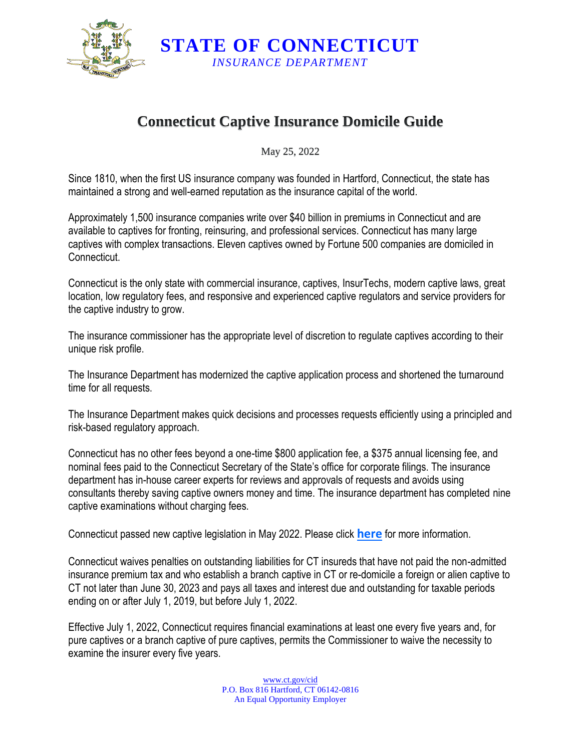# STATE OF CONNECTICUT

*INSURANCE DEPARTMENT*

## Connecticut Captive Insurance Domicile Guide

May 25, 2022

Since 1810, when the first US insurance company was founded in Hartford, Connecticut, the state has maintained a strong and well-earned reputation as the insurance capital of the world.

Approximately 1,500 insurance companies write over $40 billion in premiums in Connecticut and are available to captives for fronting, reinsuring, and professional services. Connecticut has many large captives with complex transactions. Eleven captives owned by Fortune 500 companies are domiciled in Connecticut.

Connecticut is the only state with commercial insurance, captives, InsurTechs, modern captive laws, great location, low regulatory fees, and responsive and experienced captive regulators and service providers for the captive industry to grow.

The insurance commissioner has the appropriate level of discretion to regulate captives according to their unique risk profile.

The Insurance Department has modernized the captive application process and shortened the turnaround time for all requests.

The Insurance Department makes quick decisions and processes requests efficiently using a principled and risk-based regulatory approach.

Connecticut has no other fees beyond a one-time $800 application fee, a $375 annual licensing fee, and nominal fees paid to the Connecticut Secretary of the State's office for corporate filings. The insurance department has in-house career experts for reviews and approvals of requests and avoids using consultants thereby saving captive owners money and time. The insurance department has completed nine captive examinations without charging fees.

Connecticut passed new captive legislation in May 2022. Please click **here** for more information.

Connecticut waives penalties on outstanding liabilities for CT insureds that have not paid the non-admitted insurance premium tax and who establish a branch captive in CT or re-domicile a foreign or alien captive to CT not later than June 30, 2023 and pays all taxes and interest due and outstanding for taxable periods ending on or after July 1, 2019, but before July 1, 2022.

Effective July 1, 2022, Connecticut requires financial examinations at least one every five years and, for pure captives or a branch captive of pure captives, permits the Commissioner to waive the necessity to examine the insurer every five years.

www.ct.gov/cid
P.O. Box 816 Hartford, CT 06142-0816
An Equal Opportunity Employer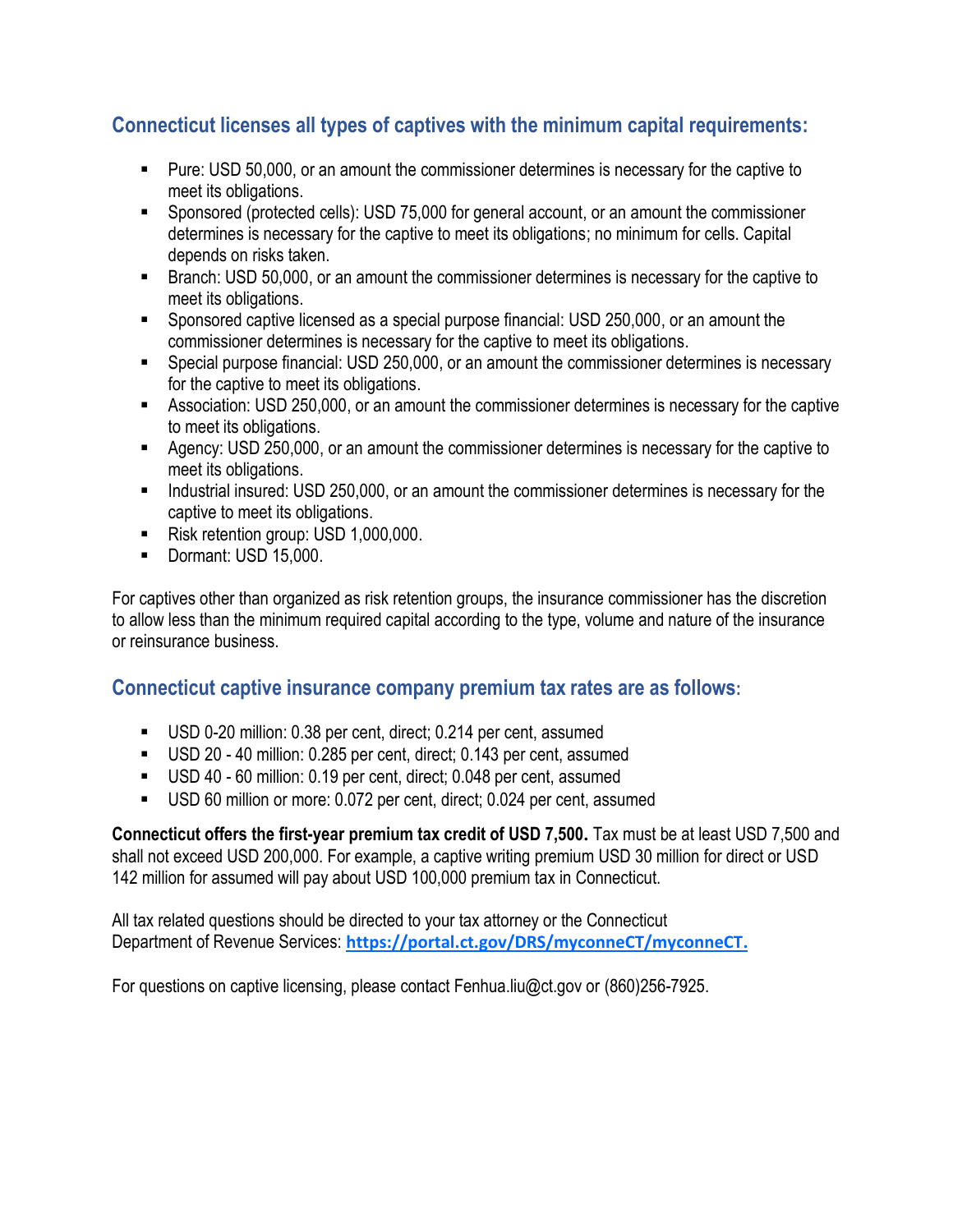## Connecticut licenses all types of captives with the minimum capital requirements:

- Pure: USD 50,000, or an amount the commissioner determines is necessary for the captive to meet its obligations.
- Sponsored (protected cells): USD 75,000 for general account, or an amount the commissioner determines is necessary for the captive to meet its obligations; no minimum for cells. Capital depends on risks taken.
- Branch: USD 50,000, or an amount the commissioner determines is necessary for the captive to meet its obligations.
- Sponsored captive licensed as a special purpose financial: USD 250,000, or an amount the commissioner determines is necessary for the captive to meet its obligations.
- Special purpose financial: USD 250,000, or an amount the commissioner determines is necessary for the captive to meet its obligations.
- Association: USD 250,000, or an amount the commissioner determines is necessary for the captive to meet its obligations.
- Agency: USD 250,000, or an amount the commissioner determines is necessary for the captive to meet its obligations.
- Industrial insured: USD 250,000, or an amount the commissioner determines is necessary for the captive to meet its obligations.
- Risk retention group: USD 1,000,000.
- Dormant: USD 15,000.

For captives other than organized as risk retention groups, the insurance commissioner has the discretion to allow less than the minimum required capital according to the type, volume and nature of the insurance or reinsurance business.

## Connecticut captive insurance company premium tax rates are as follows:

- USD 0-20 million: 0.38 per cent, direct; 0.214 per cent, assumed
- USD 20 - 40 million: 0.285 per cent, direct; 0.143 per cent, assumed
- USD 40 - 60 million: 0.19 per cent, direct; 0.048 per cent, assumed
- USD 60 million or more: 0.072 per cent, direct; 0.024 per cent, assumed

**Connecticut offers the first-year premium tax credit of USD 7,500.** Tax must be at least USD 7,500 and shall not exceed USD 200,000. For example, a captive writing premium USD 30 million for direct or USD 142 million for assumed will pay about USD 100,000 premium tax in Connecticut.

All tax related questions should be directed to your tax attorney or the Connecticut Department of Revenue Services: **https://portal.ct.gov/DRS/myconneCT/myconneCT.**

For questions on captive licensing, please contact Fenhua.liu@ct.gov or (860)256-7925.